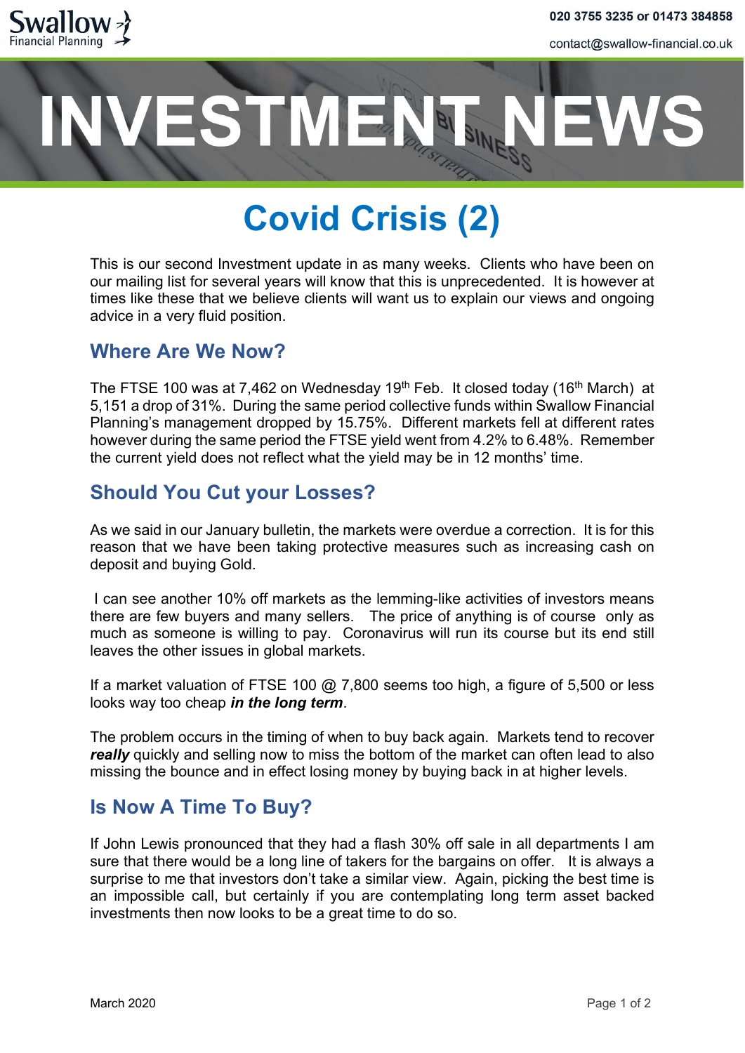Swallow Financial Planning

020 3755 3235 or 01473 384858

contact@swallow-financial.co.uk

# INVESTMENT NEWS

# Covid Crisis (2)

This is our second Investment update in as many weeks. Clients who have been on our mailing list for several years will know that this is unprecedented. It is however at times like these that we believe clients will want us to explain our views and ongoing advice in a very fluid position.

## Where Are We Now?

The FTSE 100 was at 7,462 on Wednesday 19th Feb. It closed today (16th March) at 5,151 a drop of 31%. During the same period collective funds within Swallow Financial Planning's management dropped by 15.75%. Different markets fell at different rates however during the same period the FTSE yield went from 4.2% to 6.48%. Remember the current yield does not reflect what the yield may be in 12 months' time.

## Should You Cut your Losses?

As we said in our January bulletin, the markets were overdue a correction. It is for this reason that we have been taking protective measures such as increasing cash on deposit and buying Gold.

I can see another 10% off markets as the lemming-like activities of investors means there are few buyers and many sellers. The price of anything is of course only as much as someone is willing to pay. Coronavirus will run its course but its end still leaves the other issues in global markets.

If a market valuation of FTSE 100 @ 7,800 seems too high, a figure of 5,500 or less looks way too cheap ***in the long term***.

The problem occurs in the timing of when to buy back again. Markets tend to recover ***really*** quickly and selling now to miss the bottom of the market can often lead to also missing the bounce and in effect losing money by buying back in at higher levels.

## Is Now A Time To Buy?

If John Lewis pronounced that they had a flash 30% off sale in all departments I am sure that there would be a long line of takers for the bargains on offer. It is always a surprise to me that investors don't take a similar view. Again, picking the best time is an impossible call, but certainly if you are contemplating long term asset backed investments then now looks to be a great time to do so.

March 2020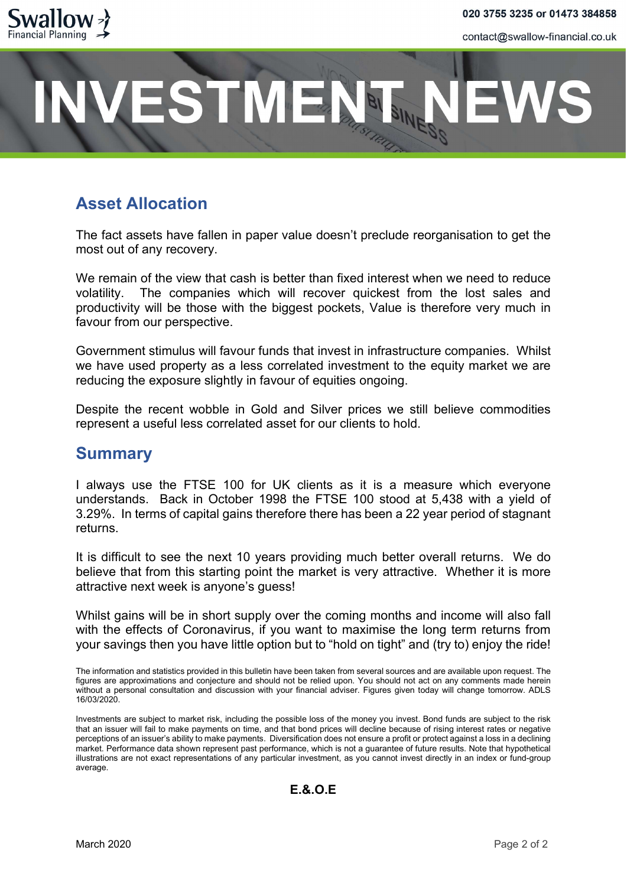# INVESTMENT NEWS

## Asset Allocation

The fact assets have fallen in paper value doesn't preclude reorganisation to get the most out of any recovery.

We remain of the view that cash is better than fixed interest when we need to reduce volatility. The companies which will recover quickest from the lost sales and productivity will be those with the biggest pockets, Value is therefore very much in favour from our perspective.

Government stimulus will favour funds that invest in infrastructure companies. Whilst we have used property as a less correlated investment to the equity market we are reducing the exposure slightly in favour of equities ongoing.

Despite the recent wobble in Gold and Silver prices we still believe commodities represent a useful less correlated asset for our clients to hold.

## Summary

I always use the FTSE 100 for UK clients as it is a measure which everyone understands. Back in October 1998 the FTSE 100 stood at 5,438 with a yield of 3.29%. In terms of capital gains therefore there has been a 22 year period of stagnant returns.

It is difficult to see the next 10 years providing much better overall returns. We do believe that from this starting point the market is very attractive. Whether it is more attractive next week is anyone's guess!

Whilst gains will be in short supply over the coming months and income will also fall with the effects of Coronavirus, if you want to maximise the long term returns from your savings then you have little option but to "hold on tight" and (try to) enjoy the ride!

The information and statistics provided in this bulletin have been taken from several sources and are available upon request. The figures are approximations and conjecture and should not be relied upon. You should not act on any comments made herein without a personal consultation and discussion with your financial adviser. Figures given today will change tomorrow. ADLS 16/03/2020.

Investments are subject to market risk, including the possible loss of the money you invest. Bond funds are subject to the risk that an issuer will fail to make payments on time, and that bond prices will decline because of rising interest rates or negative perceptions of an issuer's ability to make payments. Diversification does not ensure a profit or protect against a loss in a declining market. Performance data shown represent past performance, which is not a guarantee of future results. Note that hypothetical illustrations are not exact representations of any particular investment, as you cannot invest directly in an index or fund-group average.

**E.&.O.E**

March 2020